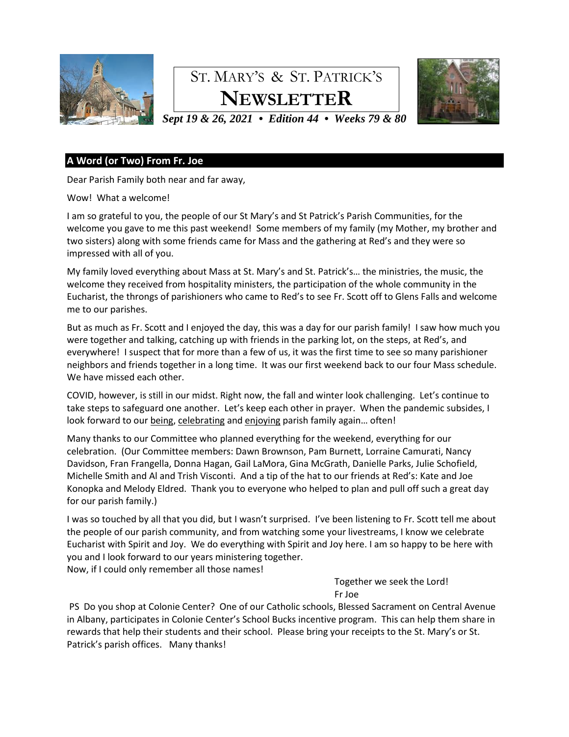# ST. MARY'S & ST. PATRICK'S NEWSLETTER

***Sept 19 & 26, 2021 • Edition 44 • Weeks 79 & 80***

## A Word (or Two) From Fr. Joe

Dear Parish Family both near and far away,

Wow! What a welcome!

I am so grateful to you, the people of our St Mary's and St Patrick's Parish Communities, for the welcome you gave to me this past weekend! Some members of my family (my Mother, my brother and two sisters) along with some friends came for Mass and the gathering at Red's and they were so impressed with all of you.

My family loved everything about Mass at St. Mary's and St. Patrick's… the ministries, the music, the welcome they received from hospitality ministers, the participation of the whole community in the Eucharist, the throngs of parishioners who came to Red's to see Fr. Scott off to Glens Falls and welcome me to our parishes.

But as much as Fr. Scott and I enjoyed the day, this was a day for our parish family! I saw how much you were together and talking, catching up with friends in the parking lot, on the steps, at Red's, and everywhere! I suspect that for more than a few of us, it was the first time to see so many parishioner neighbors and friends together in a long time. It was our first weekend back to our four Mass schedule. We have missed each other.

COVID, however, is still in our midst. Right now, the fall and winter look challenging. Let's continue to take steps to safeguard one another. Let's keep each other in prayer. When the pandemic subsides, I look forward to our <u>being</u>, <u>celebrating</u> and <u>enjoying</u> parish family again… often!

Many thanks to our Committee who planned everything for the weekend, everything for our celebration. (Our Committee members: Dawn Brownson, Pam Burnett, Lorraine Camurati, Nancy Davidson, Fran Frangella, Donna Hagan, Gail LaMora, Gina McGrath, Danielle Parks, Julie Schofield, Michelle Smith and Al and Trish Visconti. And a tip of the hat to our friends at Red's: Kate and Joe Konopka and Melody Eldred. Thank you to everyone who helped to plan and pull off such a great day for our parish family.)

I was so touched by all that you did, but I wasn't surprised. I've been listening to Fr. Scott tell me about the people of our parish community, and from watching some your livestreams, I know we celebrate Eucharist with Spirit and Joy. We do everything with Spirit and Joy here. I am so happy to be here with you and I look forward to our years ministering together.
Now, if I could only remember all those names!

Together we seek the Lord!
Fr Joe

PS Do you shop at Colonie Center? One of our Catholic schools, Blessed Sacrament on Central Avenue in Albany, participates in Colonie Center's School Bucks incentive program. This can help them share in rewards that help their students and their school. Please bring your receipts to the St. Mary's or St. Patrick's parish offices. Many thanks!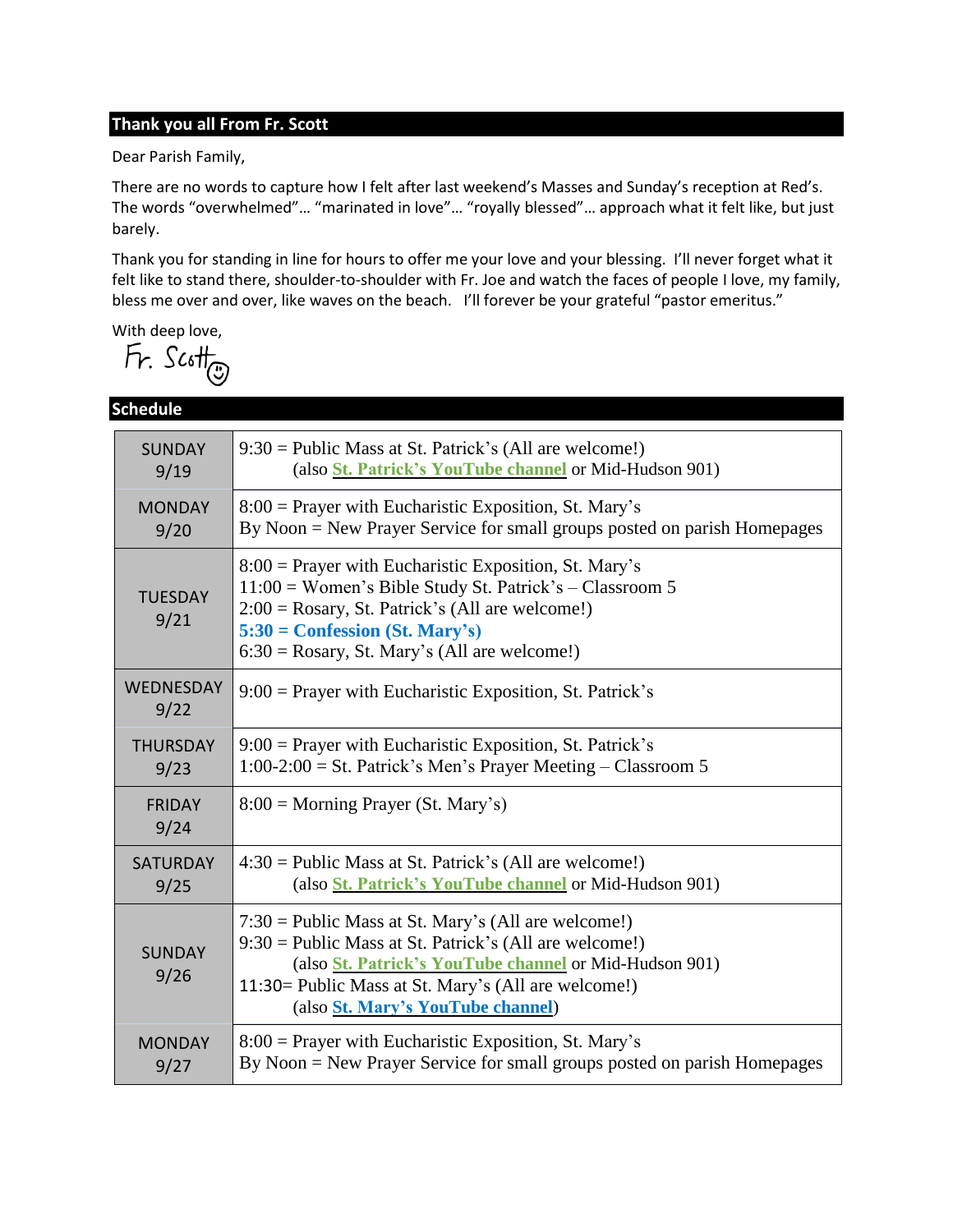## Thank you all From Fr. Scott

Dear Parish Family,

There are no words to capture how I felt after last weekend's Masses and Sunday's reception at Red's. The words "overwhelmed"… "marinated in love"… "royally blessed"… approach what it felt like, but just barely.

Thank you for standing in line for hours to offer me your love and your blessing. I'll never forget what it felt like to stand there, shoulder-to-shoulder with Fr. Joe and watch the faces of people I love, my family, bless me over and over, like waves on the beach. I'll forever be your grateful "pastor emeritus."

With deep love,

Fr. Scott ☺

## Schedule

| Day | Events |
|---|---|
| SUNDAY 9/19 | 9:30 = Public Mass at St. Patrick's (All are welcome!)<br>(also St. Patrick's YouTube channel or Mid-Hudson 901) |
| MONDAY 9/20 | 8:00 = Prayer with Eucharistic Exposition, St. Mary's<br>By Noon = New Prayer Service for small groups posted on parish Homepages |
| TUESDAY 9/21 | 8:00 = Prayer with Eucharistic Exposition, St. Mary's<br>11:00 = Women's Bible Study St. Patrick's – Classroom 5<br>2:00 = Rosary, St. Patrick's (All are welcome!)<br>**5:30 = Confession (St. Mary's)**<br>6:30 = Rosary, St. Mary's (All are welcome!) |
| WEDNESDAY 9/22 | 9:00 = Prayer with Eucharistic Exposition, St. Patrick's |
| THURSDAY 9/23 | 9:00 = Prayer with Eucharistic Exposition, St. Patrick's<br>1:00-2:00 = St. Patrick's Men's Prayer Meeting – Classroom 5 |
| FRIDAY 9/24 | 8:00 = Morning Prayer (St. Mary's) |
| SATURDAY 9/25 | 4:30 = Public Mass at St. Patrick's (All are welcome!)<br>(also St. Patrick's YouTube channel or Mid-Hudson 901) |
| SUNDAY 9/26 | 7:30 = Public Mass at St. Mary's (All are welcome!)<br>9:30 = Public Mass at St. Patrick's (All are welcome!)<br>(also St. Patrick's YouTube channel or Mid-Hudson 901)<br>11:30= Public Mass at St. Mary's (All are welcome!)<br>(also St. Mary's YouTube channel) |
| MONDAY 9/27 | 8:00 = Prayer with Eucharistic Exposition, St. Mary's<br>By Noon = New Prayer Service for small groups posted on parish Homepages |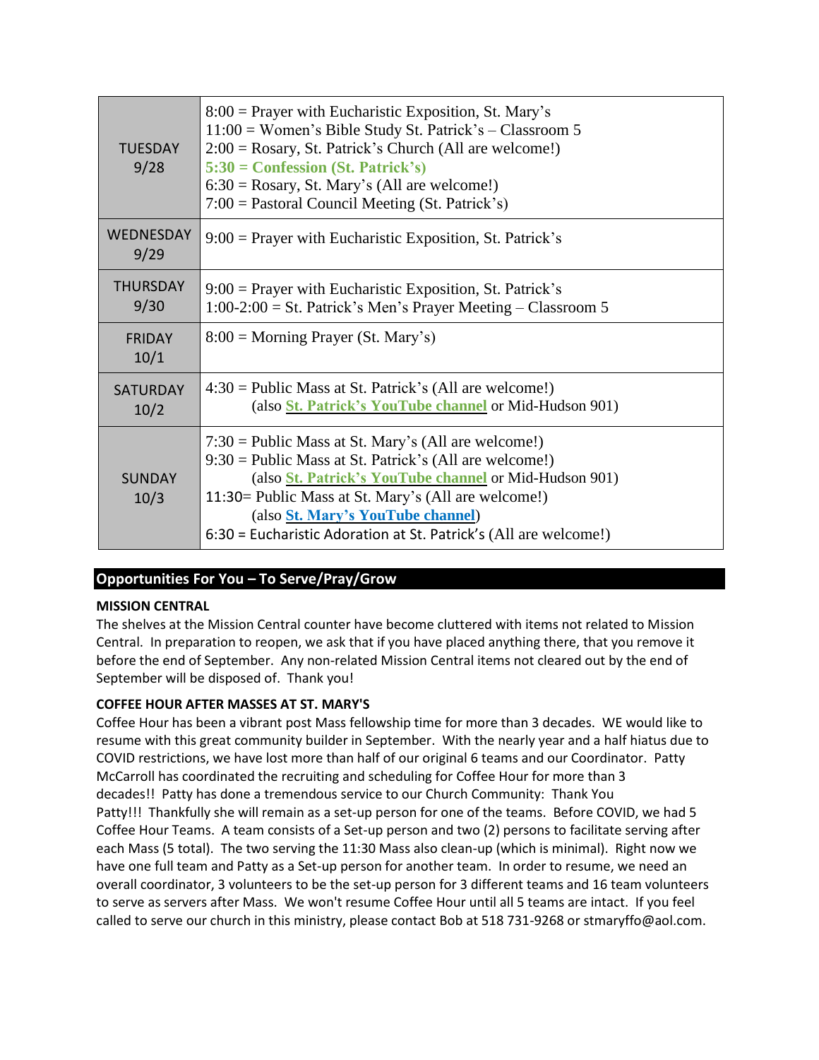| | |
|---|---|
| TUESDAY 9/28 | 8:00 = Prayer with Eucharistic Exposition, St. Mary's<br>11:00 = Women's Bible Study St. Patrick's – Classroom 5<br>2:00 = Rosary, St. Patrick's Church (All are welcome!)<br>**5:30 = Confession (St. Patrick's)**<br>6:30 = Rosary, St. Mary's (All are welcome!)<br>7:00 = Pastoral Council Meeting (St. Patrick's) |
| WEDNESDAY 9/29 | 9:00 = Prayer with Eucharistic Exposition, St. Patrick's |
| THURSDAY 9/30 | 9:00 = Prayer with Eucharistic Exposition, St. Patrick's<br>1:00-2:00 = St. Patrick's Men's Prayer Meeting – Classroom 5 |
| FRIDAY 10/1 | 8:00 = Morning Prayer (St. Mary's) |
| SATURDAY 10/2 | 4:30 = Public Mass at St. Patrick's (All are welcome!)<br>(also **St. Patrick's YouTube channel** or Mid-Hudson 901) |
| SUNDAY 10/3 | 7:30 = Public Mass at St. Mary's (All are welcome!)<br>9:30 = Public Mass at St. Patrick's (All are welcome!)<br>(also **St. Patrick's YouTube channel** or Mid-Hudson 901)<br>11:30= Public Mass at St. Mary's (All are welcome!)<br>(also **St. Mary's YouTube channel**)<br>6:30 = Eucharistic Adoration at St. Patrick's (All are welcome!) |

## Opportunities For You – To Serve/Pray/Grow

**MISSION CENTRAL**

The shelves at the Mission Central counter have become cluttered with items not related to Mission Central. In preparation to reopen, we ask that if you have placed anything there, that you remove it before the end of September. Any non-related Mission Central items not cleared out by the end of September will be disposed of. Thank you!

**COFFEE HOUR AFTER MASSES AT ST. MARY'S**

Coffee Hour has been a vibrant post Mass fellowship time for more than 3 decades. WE would like to resume with this great community builder in September. With the nearly year and a half hiatus due to COVID restrictions, we have lost more than half of our original 6 teams and our Coordinator. Patty McCarroll has coordinated the recruiting and scheduling for Coffee Hour for more than 3 decades!! Patty has done a tremendous service to our Church Community: Thank You Patty!!! Thankfully she will remain as a set-up person for one of the teams. Before COVID, we had 5 Coffee Hour Teams. A team consists of a Set-up person and two (2) persons to facilitate serving after each Mass (5 total). The two serving the 11:30 Mass also clean-up (which is minimal). Right now we have one full team and Patty as a Set-up person for another team. In order to resume, we need an overall coordinator, 3 volunteers to be the set-up person for 3 different teams and 16 team volunteers to serve as servers after Mass. We won't resume Coffee Hour until all 5 teams are intact. If you feel called to serve our church in this ministry, please contact Bob at 518 731-9268 or stmaryffo@aol.com.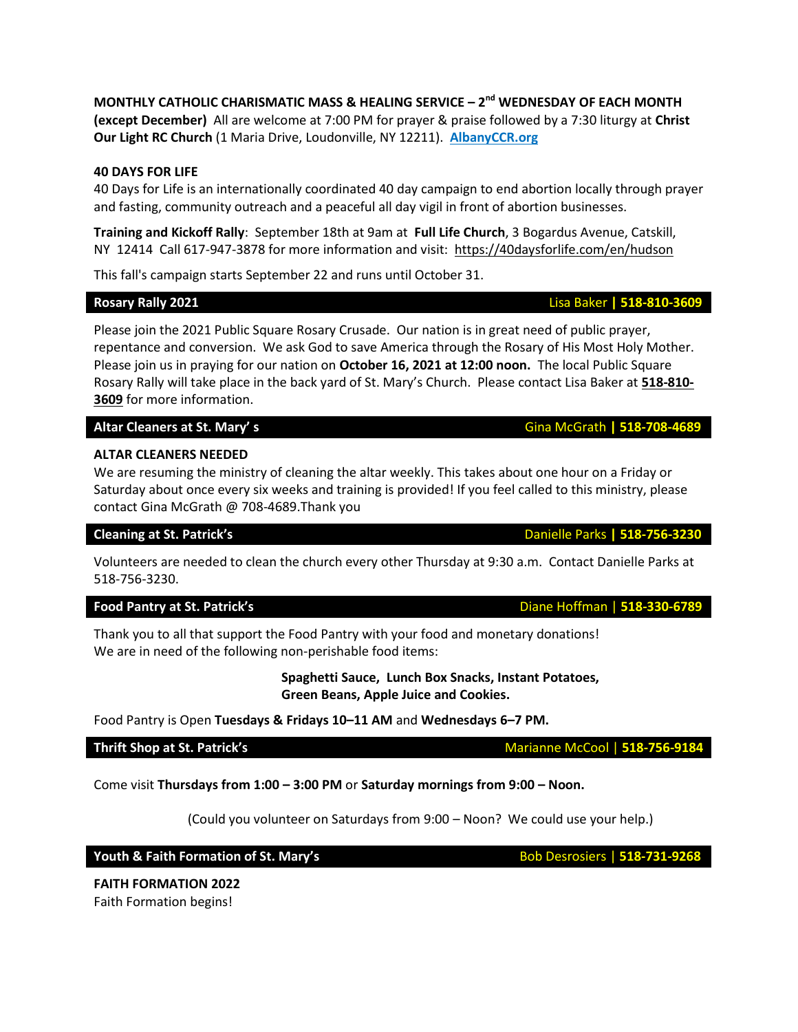**MONTHLY CATHOLIC CHARISMATIC MASS & HEALING SERVICE – 2nd WEDNESDAY OF EACH MONTH (except December)** All are welcome at 7:00 PM for prayer & praise followed by a 7:30 liturgy at **Christ Our Light RC Church** (1 Maria Drive, Loudonville, NY 12211). **AlbanyCCR.org**

**40 DAYS FOR LIFE**
40 Days for Life is an internationally coordinated 40 day campaign to end abortion locally through prayer and fasting, community outreach and a peaceful all day vigil in front of abortion businesses.

**Training and Kickoff Rally**: September 18th at 9am at **Full Life Church**, 3 Bogardus Avenue, Catskill, NY 12414 Call 617-947-3878 for more information and visit: https://40daysforlife.com/en/hudson

This fall's campaign starts September 22 and runs until October 31.

## Rosary Rally 2021 — Lisa Baker | 518-810-3609

Please join the 2021 Public Square Rosary Crusade. Our nation is in great need of public prayer, repentance and conversion. We ask God to save America through the Rosary of His Most Holy Mother. Please join us in praying for our nation on **October 16, 2021 at 12:00 noon.** The local Public Square Rosary Rally will take place in the back yard of St. Mary's Church. Please contact Lisa Baker at **518-810-3609** for more information.

## Altar Cleaners at St. Mary' s — Gina McGrath | 518-708-4689

**ALTAR CLEANERS NEEDED**
We are resuming the ministry of cleaning the altar weekly. This takes about one hour on a Friday or Saturday about once every six weeks and training is provided! If you feel called to this ministry, please contact Gina McGrath @ 708-4689.Thank you

## Cleaning at St. Patrick's — Danielle Parks | 518-756-3230

Volunteers are needed to clean the church every other Thursday at 9:30 a.m. Contact Danielle Parks at 518-756-3230.

## Food Pantry at St. Patrick's — Diane Hoffman | 518-330-6789

Thank you to all that support the Food Pantry with your food and monetary donations!
We are in need of the following non-perishable food items:

**Spaghetti Sauce, Lunch Box Snacks, Instant Potatoes, Green Beans, Apple Juice and Cookies.**

Food Pantry is Open **Tuesdays & Fridays 10–11 AM** and **Wednesdays 6–7 PM.**

## Thrift Shop at St. Patrick's — Marianne McCool | 518-756-9184

Come visit **Thursdays from 1:00 – 3:00 PM** or **Saturday mornings from 9:00 – Noon.**

(Could you volunteer on Saturdays from 9:00 – Noon? We could use your help.)

## Youth & Faith Formation of St. Mary's — Bob Desrosiers | 518-731-9268

**FAITH FORMATION 2022**
Faith Formation begins!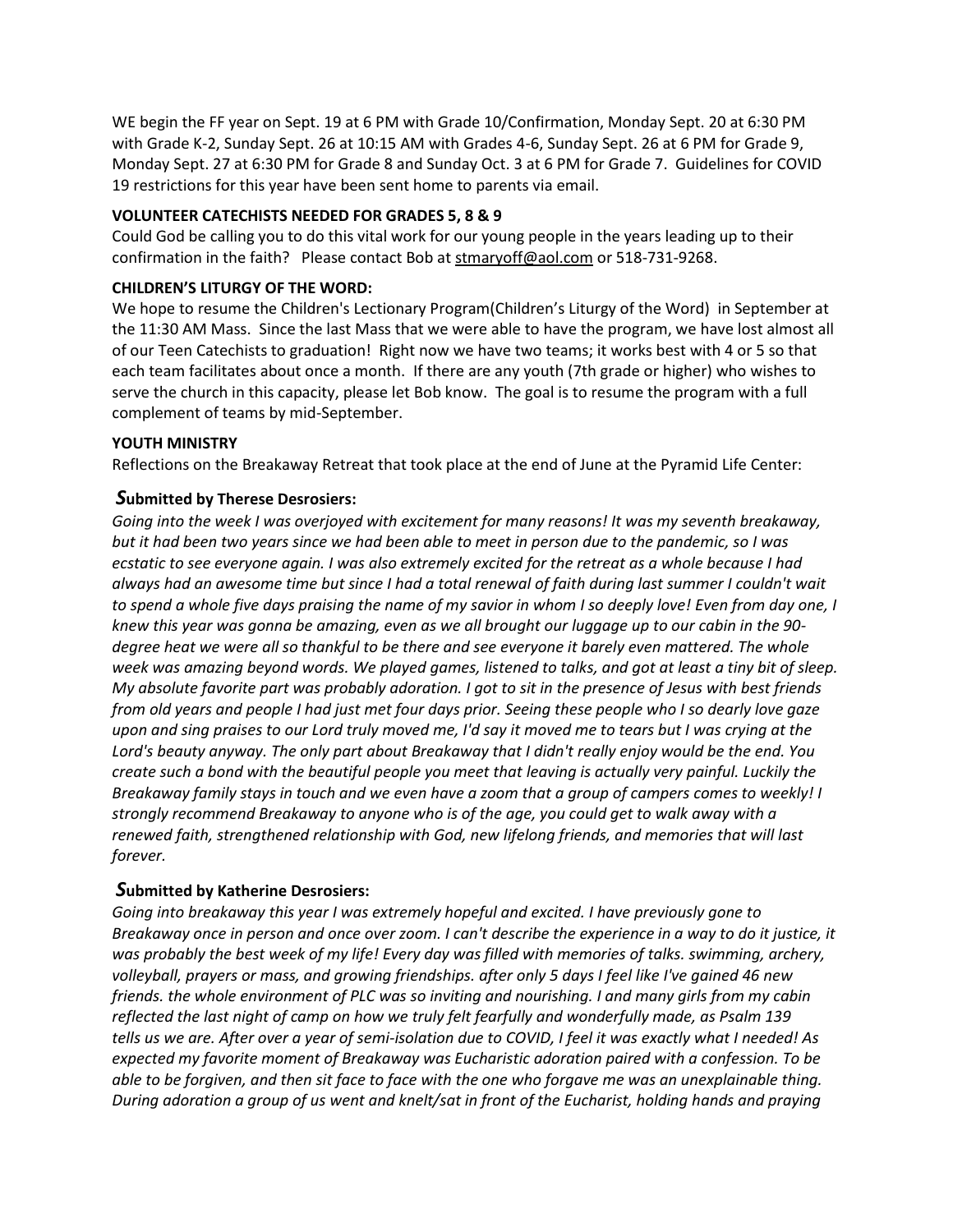WE begin the FF year on Sept. 19 at 6 PM with Grade 10/Confirmation, Monday Sept. 20 at 6:30 PM with Grade K-2, Sunday Sept. 26 at 10:15 AM with Grades 4-6, Sunday Sept. 26 at 6 PM for Grade 9, Monday Sept. 27 at 6:30 PM for Grade 8 and Sunday Oct. 3 at 6 PM for Grade 7. Guidelines for COVID 19 restrictions for this year have been sent home to parents via email.

**VOLUNTEER CATECHISTS NEEDED FOR GRADES 5, 8 & 9**

Could God be calling you to do this vital work for our young people in the years leading up to their confirmation in the faith? Please contact Bob at stmaryoff@aol.com or 518-731-9268.

**CHILDREN'S LITURGY OF THE WORD:**

We hope to resume the Children's Lectionary Program(Children's Liturgy of the Word) in September at the 11:30 AM Mass. Since the last Mass that we were able to have the program, we have lost almost all of our Teen Catechists to graduation! Right now we have two teams; it works best with 4 or 5 so that each team facilitates about once a month. If there are any youth (7th grade or higher) who wishes to serve the church in this capacity, please let Bob know. The goal is to resume the program with a full complement of teams by mid-September.

**YOUTH MINISTRY**

Reflections on the Breakaway Retreat that took place at the end of June at the Pyramid Life Center:

***Submitted by Therese Desrosiers:***

*Going into the week I was overjoyed with excitement for many reasons! It was my seventh breakaway, but it had been two years since we had been able to meet in person due to the pandemic, so I was ecstatic to see everyone again. I was also extremely excited for the retreat as a whole because I had always had an awesome time but since I had a total renewal of faith during last summer I couldn't wait to spend a whole five days praising the name of my savior in whom I so deeply love! Even from day one, I knew this year was gonna be amazing, even as we all brought our luggage up to our cabin in the 90-degree heat we were all so thankful to be there and see everyone it barely even mattered. The whole week was amazing beyond words. We played games, listened to talks, and got at least a tiny bit of sleep. My absolute favorite part was probably adoration. I got to sit in the presence of Jesus with best friends from old years and people I had just met four days prior. Seeing these people who I so dearly love gaze upon and sing praises to our Lord truly moved me, I'd say it moved me to tears but I was crying at the Lord's beauty anyway. The only part about Breakaway that I didn't really enjoy would be the end. You create such a bond with the beautiful people you meet that leaving is actually very painful. Luckily the Breakaway family stays in touch and we even have a zoom that a group of campers comes to weekly! I strongly recommend Breakaway to anyone who is of the age, you could get to walk away with a renewed faith, strengthened relationship with God, new lifelong friends, and memories that will last forever.*

***Submitted by Katherine Desrosiers:***

*Going into breakaway this year I was extremely hopeful and excited. I have previously gone to Breakaway once in person and once over zoom. I can't describe the experience in a way to do it justice, it was probably the best week of my life! Every day was filled with memories of talks. swimming, archery, volleyball, prayers or mass, and growing friendships. after only 5 days I feel like I've gained 46 new friends. the whole environment of PLC was so inviting and nourishing. I and many girls from my cabin reflected the last night of camp on how we truly felt fearfully and wonderfully made, as Psalm 139 tells us we are. After over a year of semi-isolation due to COVID, I feel it was exactly what I needed! As expected my favorite moment of Breakaway was Eucharistic adoration paired with a confession. To be able to be forgiven, and then sit face to face with the one who forgave me was an unexplainable thing. During adoration a group of us went and knelt/sat in front of the Eucharist, holding hands and praying*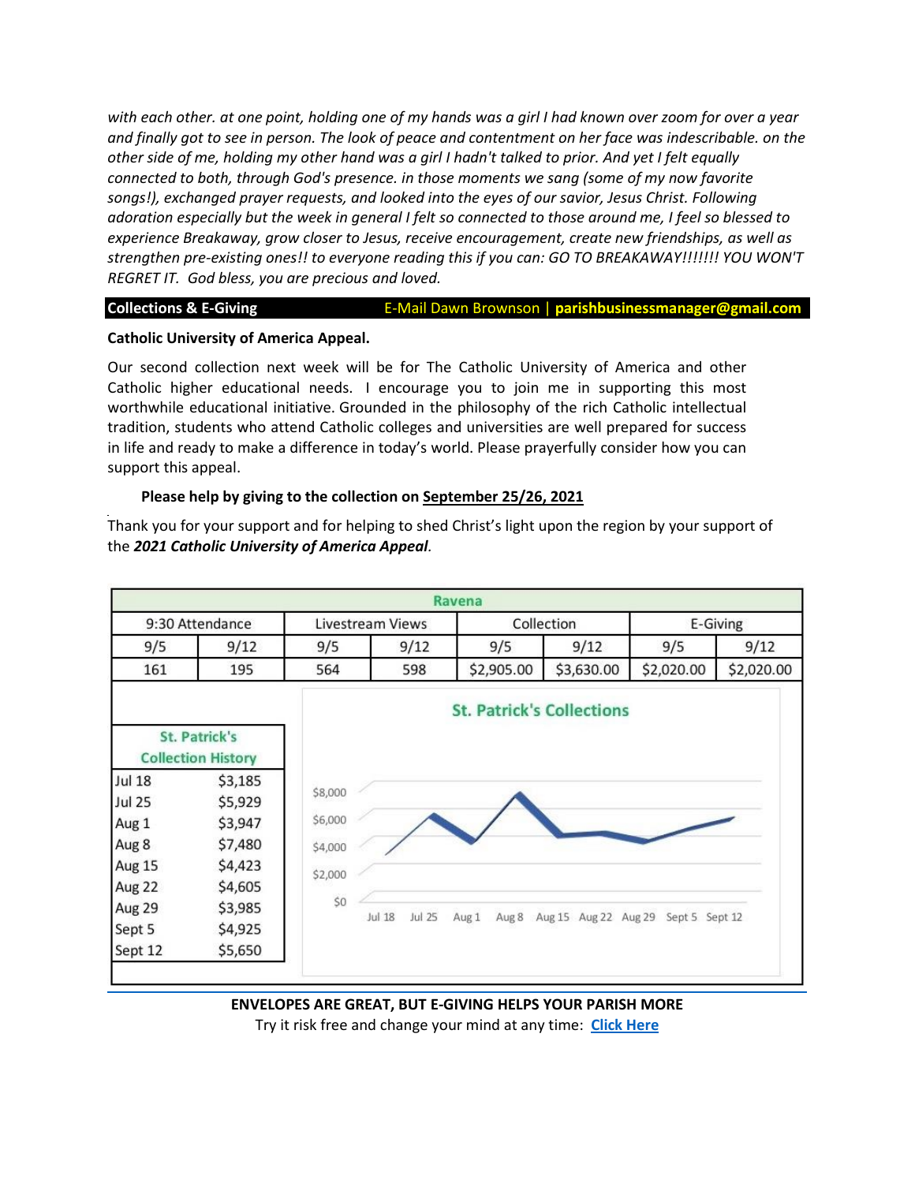*with each other. at one point, holding one of my hands was a girl I had known over zoom for over a year and finally got to see in person. The look of peace and contentment on her face was indescribable. on the other side of me, holding my other hand was a girl I hadn't talked to prior. And yet I felt equally connected to both, through God's presence. in those moments we sang (some of my now favorite songs!), exchanged prayer requests, and looked into the eyes of our savior, Jesus Christ. Following adoration especially but the week in general I felt so connected to those around me, I feel so blessed to experience Breakaway, grow closer to Jesus, receive encouragement, create new friendships, as well as strengthen pre-existing ones!! to everyone reading this if you can: GO TO BREAKAWAY!!!!!!! YOU WON'T REGRET IT. God bless, you are precious and loved.*

**Collections & E-Giving** E-Mail Dawn Brownson | **parishbusinessmanager@gmail.com**

**Catholic University of America Appeal.**

Our second collection next week will be for The Catholic University of America and other Catholic higher educational needs. I encourage you to join me in supporting this most worthwhile educational initiative. Grounded in the philosophy of the rich Catholic intellectual tradition, students who attend Catholic colleges and universities are well prepared for success in life and ready to make a difference in today's world. Please prayerfully consider how you can support this appeal.

**Please help by giving to the collection on September 25/26, 2021**

Thank you for your support and for helping to shed Christ's light upon the region by your support of the ***2021 Catholic University of America Appeal***.

| Ravena | | | | | | | |
|---|---|---|---|---|---|---|---|
| 9:30 Attendance | | Livestream Views | | Collection | | E-Giving | |
| 9/5 | 9/12 | 9/5 | 9/12 | 9/5 | 9/12 | 9/5 | 9/12 |
| 161 | 195 | 564 | 598 | $2,905.00 | $3,630.00 | $2,020.00 | $2,020.00 |

| St. Patrick's Collection History | |
|---|---|
| Jul 18 | $3,185 |
| Jul 25 | $5,929 |
| Aug 1 | $3,947 |
| Aug 8 | $7,480 |
| Aug 15 | $4,423 |
| Aug 22 | $4,605 |
| Aug 29 | $3,985 |
| Sept 5 | $4,925 |
| Sept 12 | $5,650 |

St. Patrick's Collections

**ENVELOPES ARE GREAT, BUT E-GIVING HELPS YOUR PARISH MORE**

Try it risk free and change your mind at any time: **Click Here**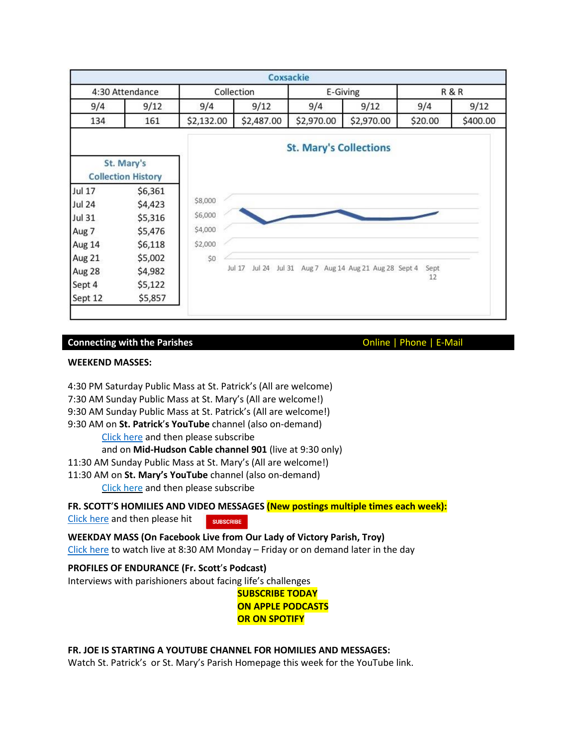| Coxsackie | | | | | | | |
|---|---|---|---|---|---|---|---|
| 4:30 Attendance | | Collection | | E-Giving | | R & R | |
| 9/4 | 9/12 | 9/4 | 9/12 | 9/4 | 9/12 | 9/4 | 9/12 |
| 134 | 161 | $2,132.00 | $2,487.00 | $2,970.00 | $2,970.00 | $20.00 | $400.00 |

| St. Mary's Collection History | |
|---|---|
| Jul 17 | $6,361 |
| Jul 24 | $4,423 |
| Jul 31 | $5,316 |
| Aug 7 | $5,476 |
| Aug 14 | $6,118 |
| Aug 21 | $5,002 |
| Aug 28 | $4,982 |
| Sept 4 | $5,122 |
| Sept 12 | $5,857 |

**St. Mary's Collections**

## Connecting with the Parishes

Online | Phone | E-Mail

**WEEKEND MASSES:**

4:30 PM Saturday Public Mass at St. Patrick's (All are welcome)
7:30 AM Sunday Public Mass at St. Mary's (All are welcome!)
9:30 AM Sunday Public Mass at St. Patrick's (All are welcome!)
9:30 AM on **St. Patrick's YouTube** channel (also on-demand)
Click here and then please subscribe
and on **Mid-Hudson Cable channel 901** (live at 9:30 only)
11:30 AM Sunday Public Mass at St. Mary's (All are welcome!)
11:30 AM on **St. Mary's YouTube** channel (also on-demand)
Click here and then please subscribe

**FR. SCOTT'S HOMILIES AND VIDEO MESSAGES (New postings multiple times each week):**
Click here and then please hit SUBSCRIBE

**WEEKDAY MASS (On Facebook Live from Our Lady of Victory Parish, Troy)**
Click here to watch live at 8:30 AM Monday – Friday or on demand later in the day

**PROFILES OF ENDURANCE (Fr. Scott's Podcast)**
Interviews with parishioners about facing life's challenges

**SUBSCRIBE TODAY
ON APPLE PODCASTS
OR ON SPOTIFY**

**FR. JOE IS STARTING A YOUTUBE CHANNEL FOR HOMILIES AND MESSAGES:**
Watch St. Patrick's or St. Mary's Parish Homepage this week for the YouTube link.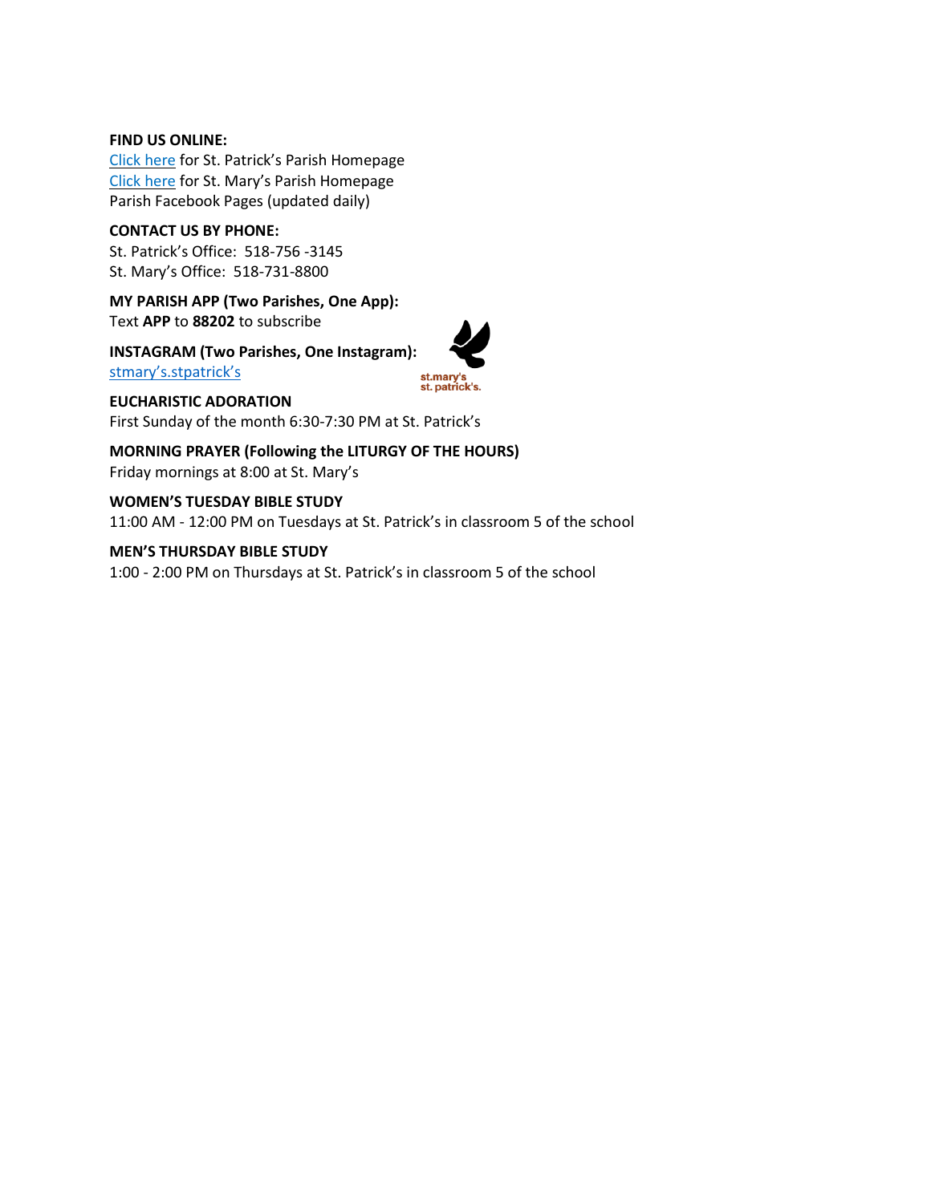**FIND US ONLINE:**
Click here for St. Patrick's Parish Homepage
Click here for St. Mary's Parish Homepage
Parish Facebook Pages (updated daily)

**CONTACT US BY PHONE:**
St. Patrick's Office: 518-756 -3145
St. Mary's Office: 518-731-8800

**MY PARISH APP (Two Parishes, One App):**
Text **APP** to **88202** to subscribe

**INSTAGRAM (Two Parishes, One Instagram):**
stmary's.stpatrick's

**EUCHARISTIC ADORATION**
First Sunday of the month 6:30-7:30 PM at St. Patrick's

**MORNING PRAYER (Following the LITURGY OF THE HOURS)**
Friday mornings at 8:00 at St. Mary's

**WOMEN'S TUESDAY BIBLE STUDY**
11:00 AM - 12:00 PM on Tuesdays at St. Patrick's in classroom 5 of the school

**MEN'S THURSDAY BIBLE STUDY**
1:00 - 2:00 PM on Thursdays at St. Patrick's in classroom 5 of the school